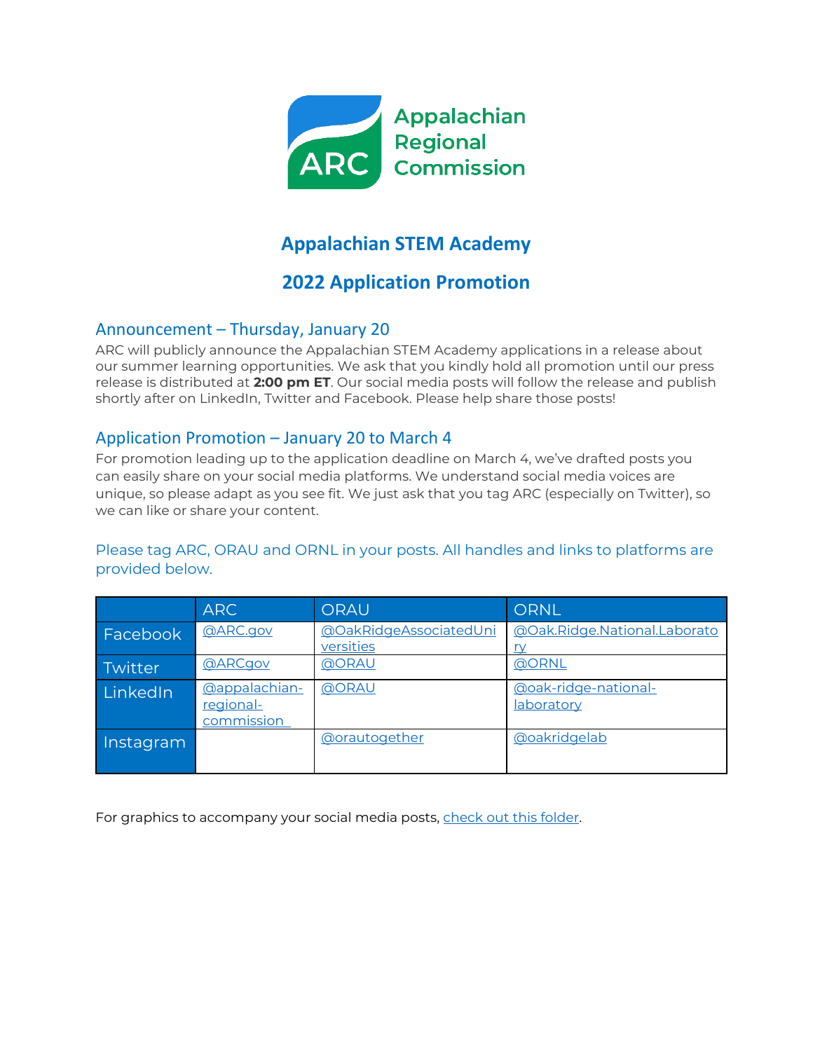Appalachian Regional Commission

# Appalachian STEM Academy

# 2022 Application Promotion

## Announcement – Thursday, January 20

ARC will publicly announce the Appalachian STEM Academy applications in a release about our summer learning opportunities. We ask that you kindly hold all promotion until our press release is distributed at **2:00 pm ET**. Our social media posts will follow the release and publish shortly after on LinkedIn, Twitter and Facebook. Please help share those posts!

## Application Promotion – January 20 to March 4

For promotion leading up to the application deadline on March 4, we've drafted posts you can easily share on your social media platforms. We understand social media voices are unique, so please adapt as you see fit. We just ask that you tag ARC (especially on Twitter), so we can like or share your content.

Please tag ARC, ORAU and ORNL in your posts. All handles and links to platforms are provided below.

| | ARC | ORAU | ORNL |
|---|---|---|---|
| Facebook | @ARC.gov | @OakRidgeAssociatedUniversities | @Oak.Ridge.National.Laboratory |
| Twitter | @ARCgov | @ORAU | @ORNL |
| LinkedIn | @appalachian-regional-commission | @ORAU | @oak-ridge-national-laboratory |
| Instagram | | @orautogether | @oakridgelab |

For graphics to accompany your social media posts, check out this folder.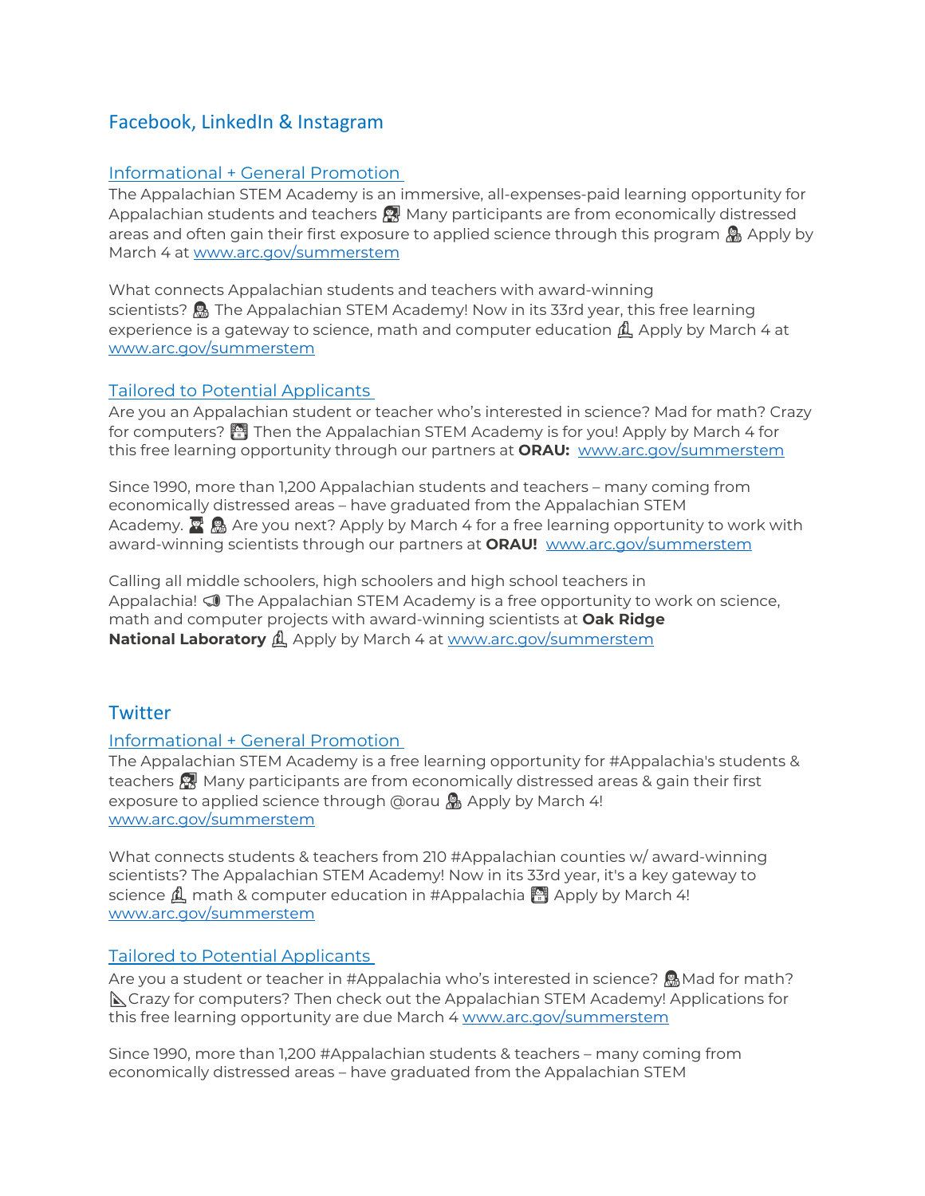## Facebook, LinkedIn & Instagram

### Informational + General Promotion

The Appalachian STEM Academy is an immersive, all-expenses-paid learning opportunity for Appalachian students and teachers 🧑‍🏫 Many participants are from economically distressed areas and often gain their first exposure to applied science through this program 🧑‍🔬 Apply by March 4 at www.arc.gov/summerstem

What connects Appalachian students and teachers with award-winning scientists? 🧑‍🔬 The Appalachian STEM Academy! Now in its 33rd year, this free learning experience is a gateway to science, math and computer education 🔬 Apply by March 4 at www.arc.gov/summerstem

### Tailored to Potential Applicants

Are you an Appalachian student or teacher who's interested in science? Mad for math? Crazy for computers? 🧮 Then the Appalachian STEM Academy is for you! Apply by March 4 for this free learning opportunity through our partners at **ORAU:** www.arc.gov/summerstem

Since 1990, more than 1,200 Appalachian students and teachers – many coming from economically distressed areas – have graduated from the Appalachian STEM Academy. 🧑‍🎓 🧑‍🔬 Are you next? Apply by March 4 for a free learning opportunity to work with award-winning scientists through our partners at **ORAU!** www.arc.gov/summerstem

Calling all middle schoolers, high schoolers and high school teachers in Appalachia! 📣 The Appalachian STEM Academy is a free opportunity to work on science, math and computer projects with award-winning scientists at **Oak Ridge National Laboratory** 🔬 Apply by March 4 at www.arc.gov/summerstem

## Twitter

### Informational + General Promotion

The Appalachian STEM Academy is a free learning opportunity for #Appalachia's students & teachers 🧑‍🏫 Many participants are from economically distressed areas & gain their first exposure to applied science through @orau 🧑‍🔬 Apply by March 4! www.arc.gov/summerstem

What connects students & teachers from 210 #Appalachian counties w/ award-winning scientists? The Appalachian STEM Academy! Now in its 33rd year, it's a key gateway to science 🔬 math & computer education in #Appalachia 🧮 Apply by March 4! www.arc.gov/summerstem

### Tailored to Potential Applicants

Are you a student or teacher in #Appalachia who's interested in science? 🧑‍🔬 Mad for math? 📐 Crazy for computers? Then check out the Appalachian STEM Academy! Applications for this free learning opportunity are due March 4 www.arc.gov/summerstem

Since 1990, more than 1,200 #Appalachian students & teachers – many coming from economically distressed areas – have graduated from the Appalachian STEM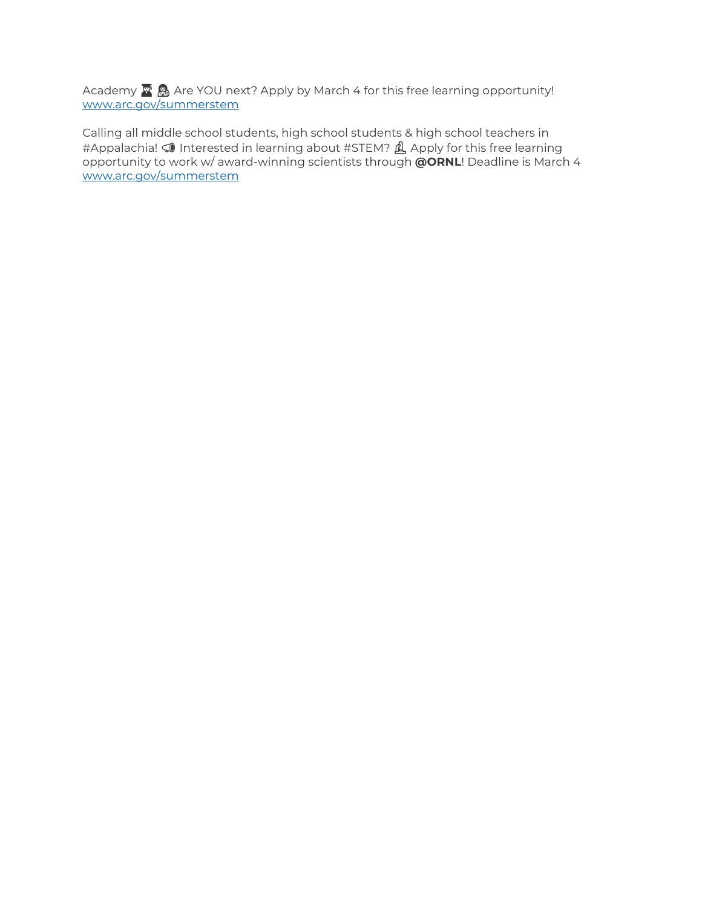Academy 🧑‍🎓 👩‍🔬 Are YOU next? Apply by March 4 for this free learning opportunity!
[www.arc.gov/summerstem](http://www.arc.gov/summerstem)

Calling all middle school students, high school students & high school teachers in #Appalachia! 📣 Interested in learning about #STEM? 🔬 Apply for this free learning opportunity to work w/ award-winning scientists through **@ORNL**! Deadline is March 4
[www.arc.gov/summerstem](http://www.arc.gov/summerstem)